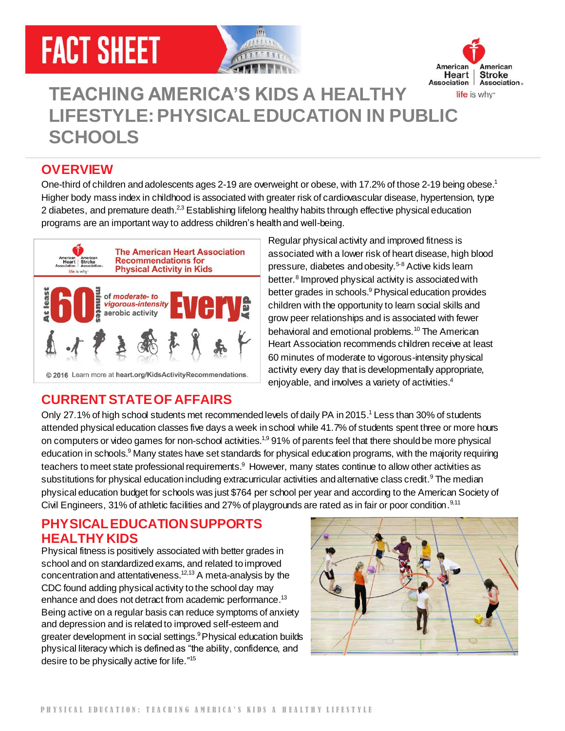FACT SHEET

# TEACHING AMERICA'S KIDS A HEALTHY LIFESTYLE: PHYSICAL EDUCATION IN PUBLIC SCHOOLS

## OVERVIEW

One-third of children and adolescents ages 2-19 are overweight or obese, with 17.2% of those 2-19 being obese.[1] Higher body mass index in childhood is associated with greater risk of cardiovascular disease, hypertension, type 2 diabetes, and premature death.[2,3] Establishing lifelong healthy habits through effective physical education programs are an important way to address children's health and well-being.

The American Heart Association Recommendations for Physical Activity in Kids

At least 60 minutes of *moderate- to vigorous-intensity* aerobic activity Every day

© 2016 Learn more at heart.org/KidsActivityRecommendations.

Regular physical activity and improved fitness is associated with a lower risk of heart disease, high blood pressure, diabetes and obesity.[5-8] Active kids learn better.[8] Improved physical activity is associated with better grades in schools.[9] Physical education provides children with the opportunity to learn social skills and grow peer relationships and is associated with fewer behavioral and emotional problems.[10] The American Heart Association recommends children receive at least 60 minutes of moderate to vigorous-intensity physical activity every day that is developmentally appropriate, enjoyable, and involves a variety of activities.[4]

## CURRENT STATE OF AFFAIRS

Only 27.1% of high school students met recommended levels of daily PA in 2015.[1] Less than 30% of students attended physical education classes five days a week in school while 41.7% of students spent three or more hours on computers or video games for non-school activities.[1,9] 91% of parents feel that there should be more physical education in schools.[9] Many states have set standards for physical education programs, with the majority requiring teachers to meet state professional requirements.[9] However, many states continue to allow other activities as substitutions for physical education including extracurricular activities and alternative class credit.[9] The median physical education budget for schools was just $764 per school per year and according to the American Society of Civil Engineers, 31% of athletic facilities and 27% of playgrounds are rated as in fair or poor condition.[9,11]

## PHYSICAL EDUCATION SUPPORTS HEALTHY KIDS

Physical fitness is positively associated with better grades in school and on standardized exams, and related to improved concentration and attentativeness.[12,13] A meta-analysis by the CDC found adding physical activity to the school day may enhance and does not detract from academic performance.[13] Being active on a regular basis can reduce symptoms of anxiety and depression and is related to improved self-esteem and greater development in social settings.[9] Physical education builds physical literacy which is defined as "the ability, confidence, and desire to be physically active for life."[15]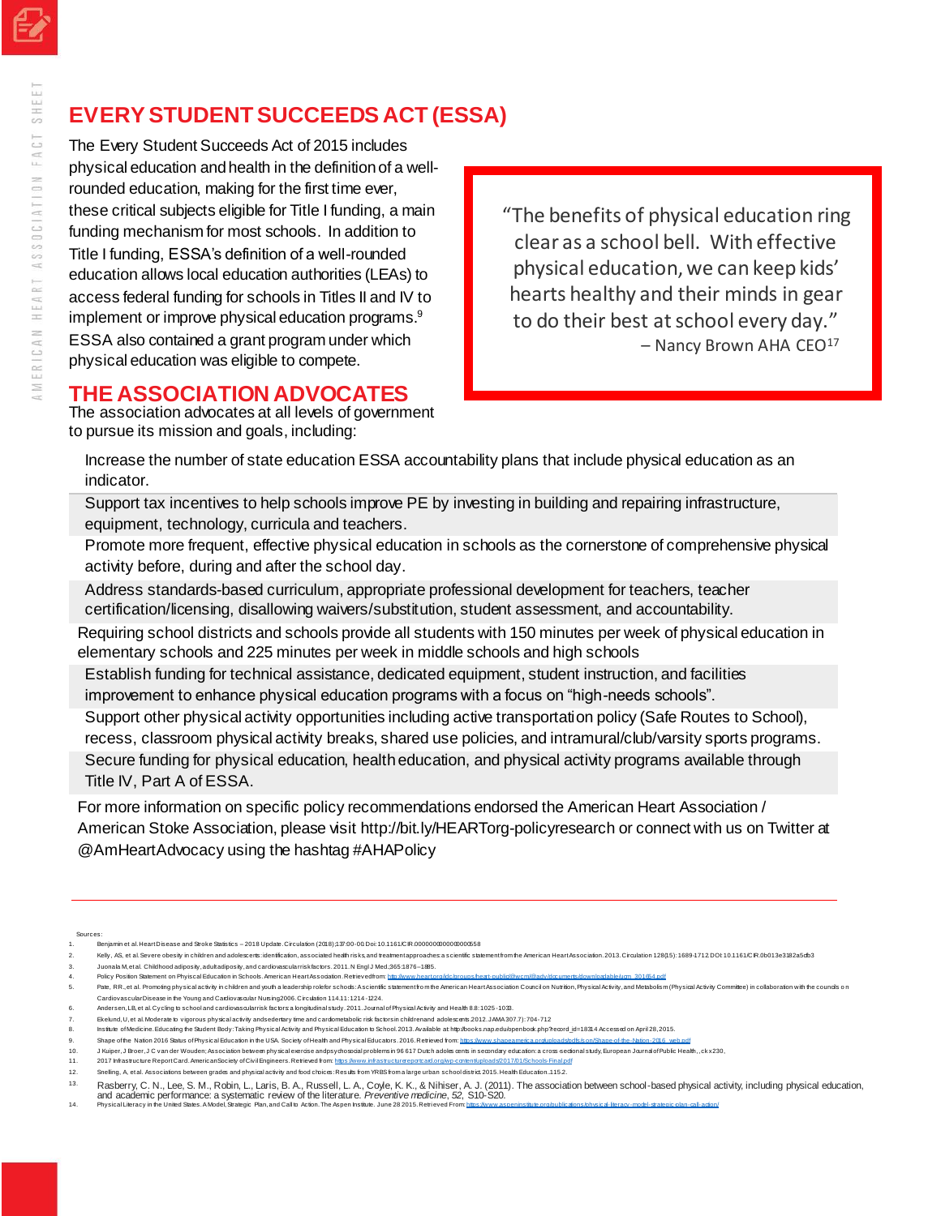## EVERY STUDENT SUCCEEDS ACT (ESSA)

The Every Student Succeeds Act of 2015 includes physical education and health in the definition of a well-rounded education, making for the first time ever, these critical subjects eligible for Title I funding, a main funding mechanism for most schools. In addition to Title I funding, ESSA's definition of a well-rounded education allows local education authorities (LEAs) to access federal funding for schools in Titles II and IV to implement or improve physical education programs.[9] ESSA also contained a grant program under which physical education was eligible to compete.

> "The benefits of physical education ring clear as a school bell. With effective physical education, we can keep kids' hearts healthy and their minds in gear to do their best at school every day."
> – Nancy Brown AHA CEO[17]

## THE ASSOCIATION ADVOCATES

The association advocates at all levels of government to pursue its mission and goals, including:

- Increase the number of state education ESSA accountability plans that include physical education as an indicator.
- Support tax incentives to help schools improve PE by investing in building and repairing infrastructure, equipment, technology, curricula and teachers.
- Promote more frequent, effective physical education in schools as the cornerstone of comprehensive physical activity before, during and after the school day.
- Address standards-based curriculum, appropriate professional development for teachers, teacher certification/licensing, disallowing waivers/substitution, student assessment, and accountability.
- Requiring school districts and schools provide all students with 150 minutes per week of physical education in elementary schools and 225 minutes per week in middle schools and high schools
- Establish funding for technical assistance, dedicated equipment, student instruction, and facilities improvement to enhance physical education programs with a focus on "high-needs schools".
- Support other physical activity opportunities including active transportation policy (Safe Routes to School), recess, classroom physical activity breaks, shared use policies, and intramural/club/varsity sports programs.
- Secure funding for physical education, health education, and physical activity programs available through Title IV, Part A of ESSA.

For more information on specific policy recommendations endorsed the American Heart Association / American Stoke Association, please visit http://bit.ly/HEARTorg-policyresearch or connect with us on Twitter at @AmHeartAdvocacy using the hashtag #AHAPolicy

---

Sources:

1. Benjamin et al. Heart Disease and Stroke Statistics – 2018 Update. Circulation (2018);137:00-00. Doi:10.1161/CIR.0000000000000558
2. Kelly, AS, et al. Severe obesity in children and adolescents: identification, associated health risks, and treatment approaches: a scientific statement from the American Heart Association. 2013. Circulation 128(15): 1689-1712 DOI 10.1161/CIR.0b013e3182a5cfb3
3. Juonala M, et al. Childhood adiposity, adult adiposity, and cardiovascular risk factors. 2011. N Engl J Med;365:1876–1885.
4. Policy Position Statement on Physical Education in Schools. American Heart Association. Retrieved from: http://www.heart.org/idc/groups/heart-public/@wcm/@adv/documents/downloadable/ucm_301654.pdf
5. Pate, RR., et al. Promoting physical activity in children and youth a leadership role for schools: A scientific statement from the American Heart Association Council on Nutrition, Physical Activity, and Metabolism (Physical Activity Committee) in collaboration with the councils on Cardiovascular Disease in the Young and Cardiovascular Nursing 2006. Circulation 114.11: 1214-1224.
6. Andersen, LB, et al. Cycling to school and cardiovascular risk factors: a longitudinal study. 2011. Journal of Physical Activity and Health 8.8: 1025-1033.
7. Ekelund, U, et al. Moderate to vigorous physical activity and sedentary time and cardiometabolic risk factors in children and adolescents. 2012. JAMA 307.7): 704-712
8. Institute of Medicine. Educating the Student Body: Taking Physical Activity and Physical Education to School. 2013. Available at: http://books.nap.edu/openbook.php?record_id=18314 Accessed on April 28, 2015.
9. Shape of the Nation 2016 Status of Physical Education in the USA. Society of Health and Physical Educators. 2016. Retrieved from: https://www.shapeamerica.org/uploads/pdfs/son/Shape-of-the-Nation-2016_web.pdf
10. J Kuiper, J Broer, J C van der Wouden; Association between physical exercise and psychosocial problems in 96 617 Dutch adolescents in secondary education: a cross-sectional study, European Journal of Public Health, , ckx230,
11. 2017 Infrastructure Report Card. American Society of Civil Engineers. Retrieved from: https://www.infrastructurereportcard.org/wp-content/uploads/2017/01/Schools-Final.pdf
12. Snelling, A. et al. Associations between grades and physical activity and food choices: Results from YRBS from a large urban school district. 2015. Health Education, 115:2.
13. Rasberry, C. N., Lee, S. M., Robin, L., Laris, B. A., Russell, L. A., Coyle, K. K., & Nihiser, A. J. (2011). The association between school-based physical activity, including physical education, and academic performance: a systematic review of the literature. *Preventive medicine*, *52*, S10-S20.
14. Physical Literacy in the United States. A Model, Strategic Plan, and Call to Action. The Aspen Institute. June 28 2015. Retrieved From: https://www.aspeninstitute.org/publications/physical-literacy-model-strategic-plan-call-action/